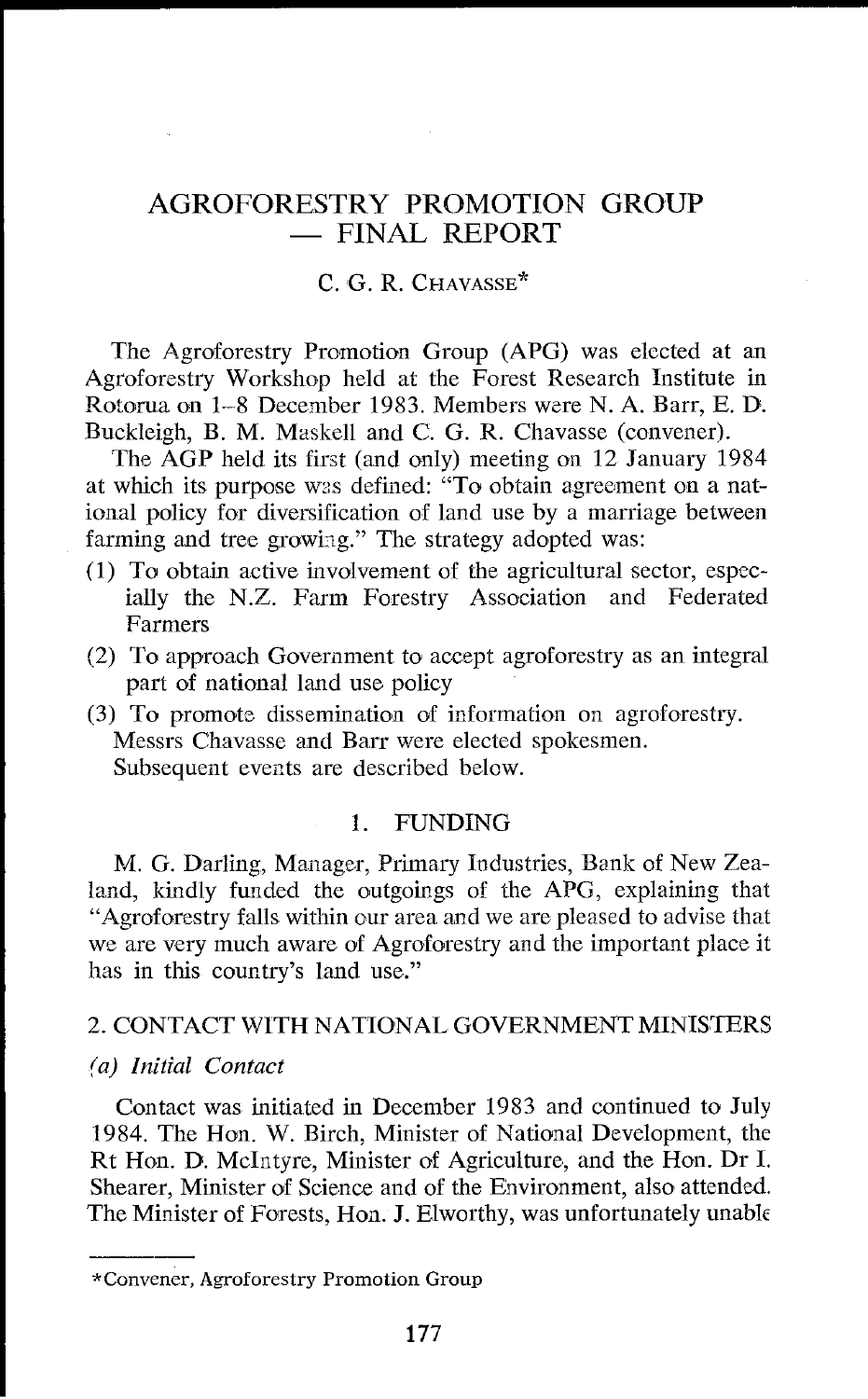# AGROFORESTRY PROMOTION GROUP — FINAL REPORT

C. G. R. CHAVASSE*

The Agroforestry Promotion Group (APG) was elected at an Agroforestry Workshop held at the Forest Research Institute in Rotorua on 1–8 December 1983. Members were N. A. Barr, E. D. Buckleigh, B. M. Maskell and C. G. R. Chavasse (convener).

The AGP held its first (and only) meeting on 12 January 1984 at which its purpose was defined: "To obtain agreement on a national policy for diversification of land use by a marriage between farming and tree growing." The strategy adopted was:

(1) To obtain active involvement of the agricultural sector, especially the N.Z. Farm Forestry Association and Federated Farmers

(2) To approach Government to accept agroforestry as an integral part of national land use policy

(3) To promote dissemination of information on agroforestry.

Messrs Chavasse and Barr were elected spokesmen.

Subsequent events are described below.

## 1. FUNDING

M. G. Darling, Manager, Primary Industries, Bank of New Zealand, kindly funded the outgoings of the APG, explaining that "Agroforestry falls within our area and we are pleased to advise that we are very much aware of Agroforestry and the important place it has in this country's land use."

## 2. CONTACT WITH NATIONAL GOVERNMENT MINISTERS

### *(a) Initial Contact*

Contact was initiated in December 1983 and continued to July 1984. The Hon. W. Birch, Minister of National Development, the Rt Hon. D. McIntyre, Minister of Agriculture, and the Hon. Dr I. Shearer, Minister of Science and of the Environment, also attended. The Minister of Forests, Hon. J. Elworthy, was unfortunately unable

---

*Convener, Agroforestry Promotion Group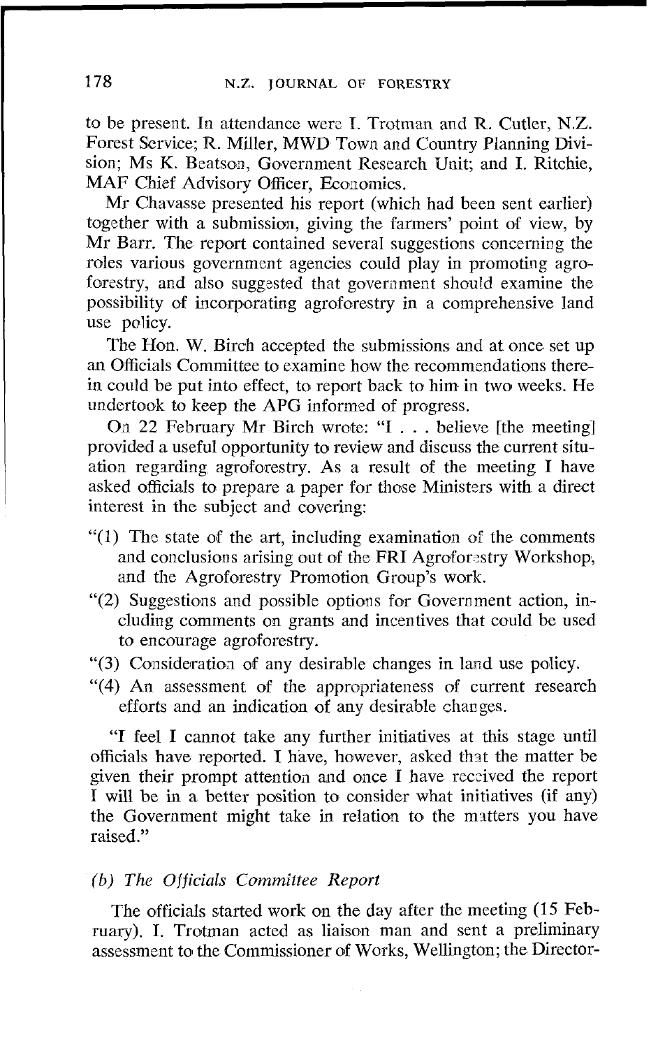to be present. In attendance were I. Trotman and R. Cutler, N.Z. Forest Service; R. Miller, MWD Town and Country Planning Division; Ms K. Beatson, Government Research Unit; and I. Ritchie, MAF Chief Advisory Officer, Economics.

Mr Chavasse presented his report (which had been sent earlier) together with a submission, giving the farmers' point of view, by Mr Barr. The report contained several suggestions concerning the roles various government agencies could play in promoting agroforestry, and also suggested that government should examine the possibility of incorporating agroforestry in a comprehensive land use policy.

The Hon. W. Birch accepted the submissions and at once set up an Officials Committee to examine how the recommendations therein could be put into effect, to report back to him in two weeks. He undertook to keep the APG informed of progress.

On 22 February Mr Birch wrote: "I . . . believe [the meeting] provided a useful opportunity to review and discuss the current situation regarding agroforestry. As a result of the meeting I have asked officials to prepare a paper for those Ministers with a direct interest in the subject and covering:

"(1) The state of the art, including examination of the comments and conclusions arising out of the FRI Agroforestry Workshop, and the Agroforestry Promotion Group's work.

"(2) Suggestions and possible options for Government action, including comments on grants and incentives that could be used to encourage agroforestry.

"(3) Consideration of any desirable changes in land use policy.

"(4) An assessment of the appropriateness of current research efforts and an indication of any desirable changes.

"I feel I cannot take any further initiatives at this stage until officials have reported. I have, however, asked that the matter be given their prompt attention and once I have received the report I will be in a better position to consider what initiatives (if any) the Government might take in relation to the matters you have raised."

### *(b) The Officials Committee Report*

The officials started work on the day after the meeting (15 February). I. Trotman acted as liaison man and sent a preliminary assessment to the Commissioner of Works, Wellington; the Director-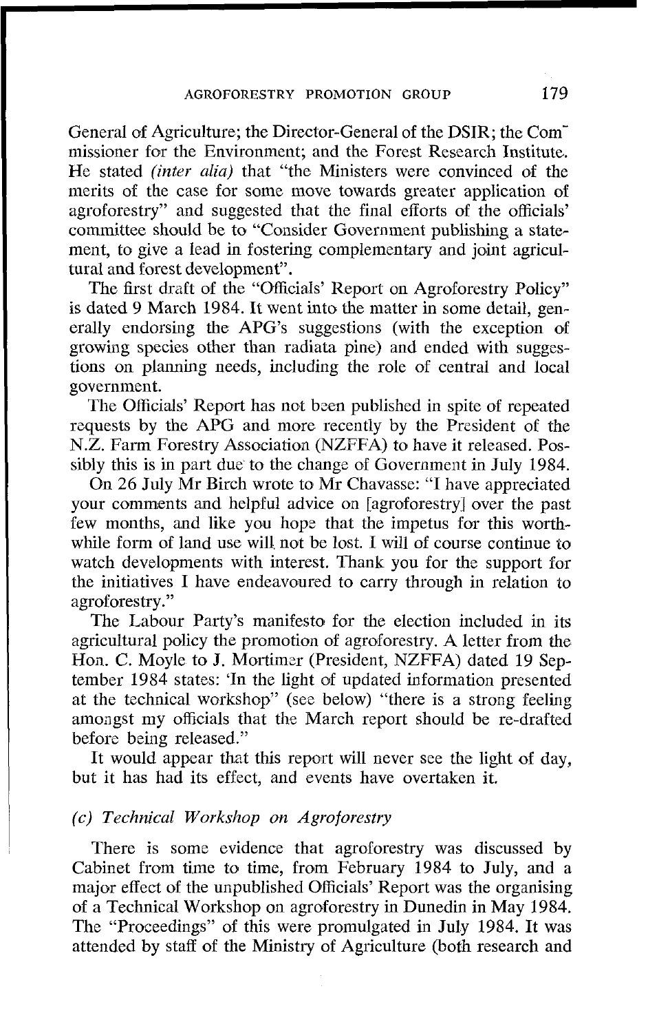General of Agriculture; the Director-General of the DSIR; the Commissioner for the Environment; and the Forest Research Institute. He stated *(inter alia)* that "the Ministers were convinced of the merits of the case for some move towards greater application of agroforestry" and suggested that the final efforts of the officials' committee should be to "Consider Government publishing a statement, to give a lead in fostering complementary and joint agricultural and forest development".

The first draft of the "Officials' Report on Agroforestry Policy" is dated 9 March 1984. It went into the matter in some detail, generally endorsing the APG's suggestions (with the exception of growing species other than radiata pine) and ended with suggestions on planning needs, including the role of central and local government.

The Officials' Report has not been published in spite of repeated requests by the APG and more recently by the President of the N.Z. Farm Forestry Association (NZFFA) to have it released. Possibly this is in part due to the change of Government in July 1984.

On 26 July Mr Birch wrote to Mr Chavasse: "I have appreciated your comments and helpful advice on [agroforestry] over the past few months, and like you hope that the impetus for this worthwhile form of land use will not be lost. I will of course continue to watch developments with interest. Thank you for the support for the initiatives I have endeavoured to carry through in relation to agroforestry."

The Labour Party's manifesto for the election included in its agricultural policy the promotion of agroforestry. A letter from the Hon. C. Moyle to J. Mortimer (President, NZFFA) dated 19 September 1984 states: 'In the light of updated information presented at the technical workshop" (see below) "there is a strong feeling amongst my officials that the March report should be re-drafted before being released."

It would appear that this report will never see the light of day, but it has had its effect, and events have overtaken it.

### *(c) Technical Workshop on Agroforestry*

There is some evidence that agroforestry was discussed by Cabinet from time to time, from February 1984 to July, and a major effect of the unpublished Officials' Report was the organising of a Technical Workshop on agroforestry in Dunedin in May 1984. The "Proceedings" of this were promulgated in July 1984. It was attended by staff of the Ministry of Agriculture (both research and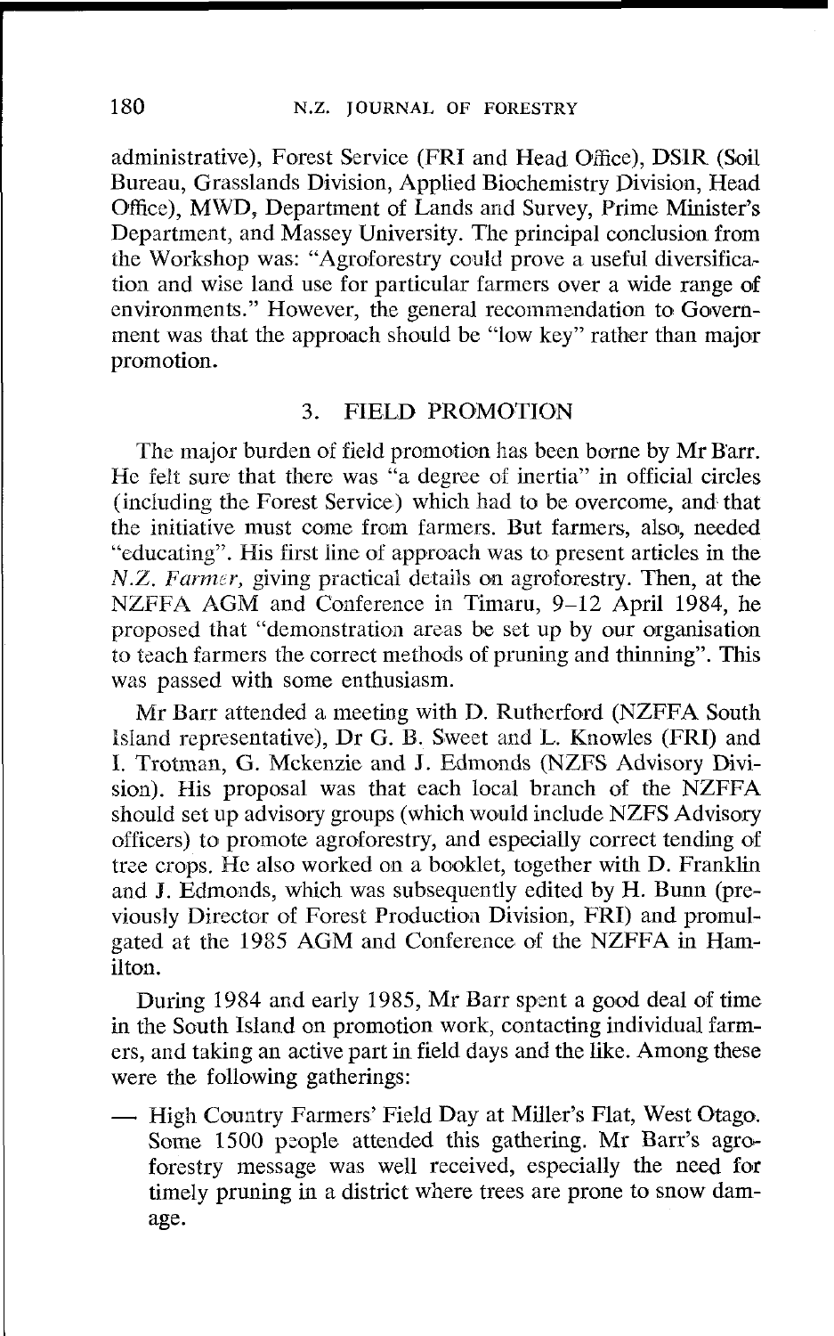administrative), Forest Service (FRI and Head Office), DSIR (Soil Bureau, Grasslands Division, Applied Biochemistry Division, Head Office), MWD, Department of Lands and Survey, Prime Minister's Department, and Massey University. The principal conclusion from the Workshop was: "Agroforestry could prove a useful diversification and wise land use for particular farmers over a wide range of environments." However, the general recommendation to Government was that the approach should be "low key" rather than major promotion.

## 3. FIELD PROMOTION

The major burden of field promotion has been borne by Mr Barr. He felt sure that there was "a degree of inertia" in official circles (including the Forest Service) which had to be overcome, and that the initiative must come from farmers. But farmers, also, needed "educating". His first line of approach was to present articles in the *N.Z. Farmer,* giving practical details on agroforestry. Then, at the NZFFA AGM and Conference in Timaru, 9–12 April 1984, he proposed that "demonstration areas be set up by our organisation to teach farmers the correct methods of pruning and thinning". This was passed with some enthusiasm.

Mr Barr attended a meeting with D. Rutherford (NZFFA South Island representative), Dr G. B. Sweet and L. Knowles (FRI) and I. Trotman, G. Mckenzie and J. Edmonds (NZFS Advisory Division). His proposal was that each local branch of the NZFFA should set up advisory groups (which would include NZFS Advisory officers) to promote agroforestry, and especially correct tending of tree crops. He also worked on a booklet, together with D. Franklin and J. Edmonds, which was subsequently edited by H. Bunn (previously Director of Forest Production Division, FRI) and promulgated at the 1985 AGM and Conference of the NZFFA in Hamilton.

During 1984 and early 1985, Mr Barr spent a good deal of time in the South Island on promotion work, contacting individual farmers, and taking an active part in field days and the like. Among these were the following gatherings:

— High Country Farmers' Field Day at Miller's Flat, West Otago. Some 1500 people attended this gathering. Mr Barr's agroforestry message was well received, especially the need for timely pruning in a district where trees are prone to snow damage.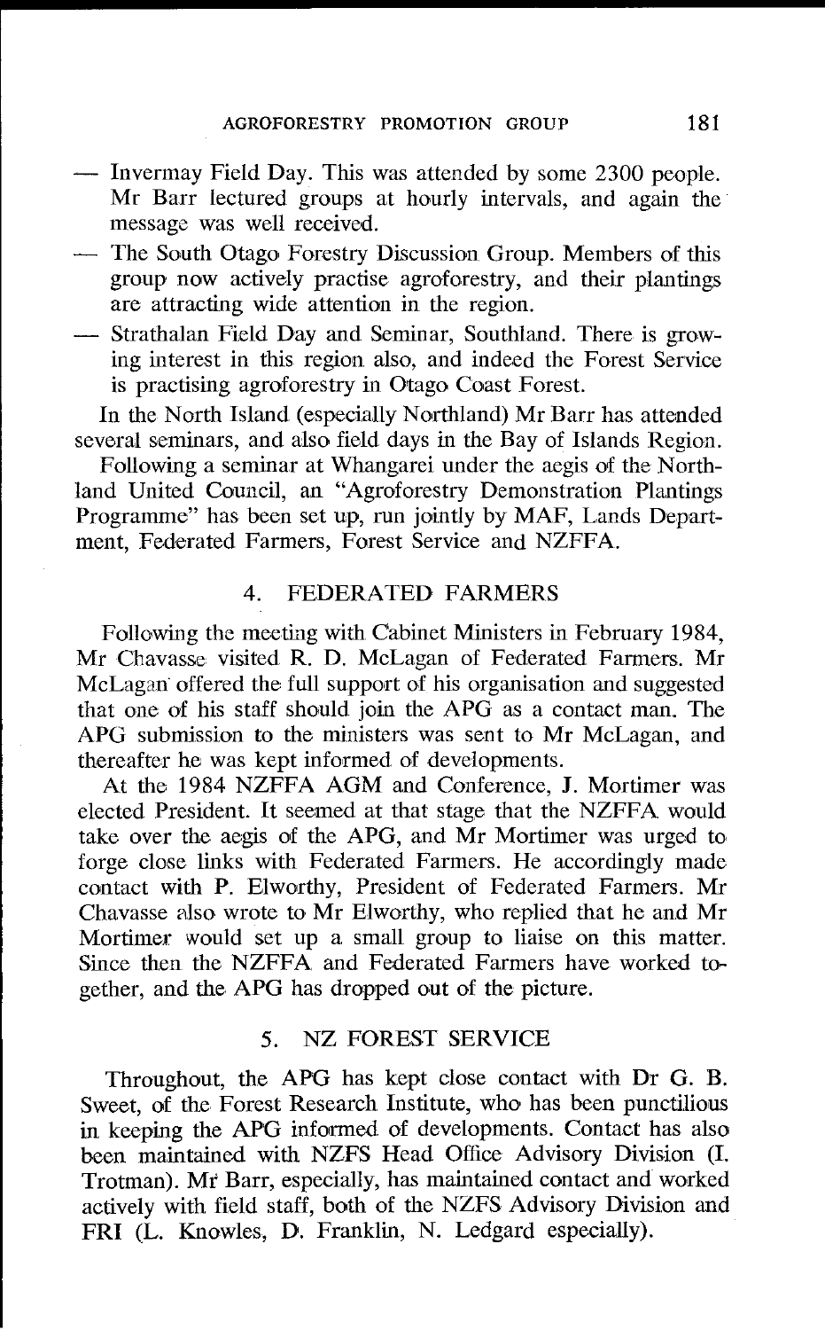- Invermay Field Day. This was attended by some 2300 people. Mr Barr lectured groups at hourly intervals, and again the message was well received.
- The South Otago Forestry Discussion Group. Members of this group now actively practise agroforestry, and their plantings are attracting wide attention in the region.
- Strathalan Field Day and Seminar, Southland. There is growing interest in this region also, and indeed the Forest Service is practising agroforestry in Otago Coast Forest.

In the North Island (especially Northland) Mr Barr has attended several seminars, and also field days in the Bay of Islands Region.

Following a seminar at Whangarei under the aegis of the Northland United Council, an "Agroforestry Demonstration Plantings Programme" has been set up, run jointly by MAF, Lands Department, Federated Farmers, Forest Service and NZFFA.

## 4. FEDERATED FARMERS

Following the meeting with Cabinet Ministers in February 1984, Mr Chavasse visited R. D. McLagan of Federated Farmers. Mr McLagan offered the full support of his organisation and suggested that one of his staff should join the APG as a contact man. The APG submission to the ministers was sent to Mr McLagan, and thereafter he was kept informed of developments.

At the 1984 NZFFA AGM and Conference, J. Mortimer was elected President. It seemed at that stage that the NZFFA would take over the aegis of the APG, and Mr Mortimer was urged to forge close links with Federated Farmers. He accordingly made contact with P. Elworthy, President of Federated Farmers. Mr Chavasse also wrote to Mr Elworthy, who replied that he and Mr Mortimer would set up a small group to liaise on this matter. Since then the NZFFA and Federated Farmers have worked together, and the APG has dropped out of the picture.

## 5. NZ FOREST SERVICE

Throughout, the APG has kept close contact with Dr G. B. Sweet, of the Forest Research Institute, who has been punctilious in keeping the APG informed of developments. Contact has also been maintained with NZFS Head Office Advisory Division (I. Trotman). Mr Barr, especially, has maintained contact and worked actively with field staff, both of the NZFS Advisory Division and FRI (L. Knowles, D. Franklin, N. Ledgard especially).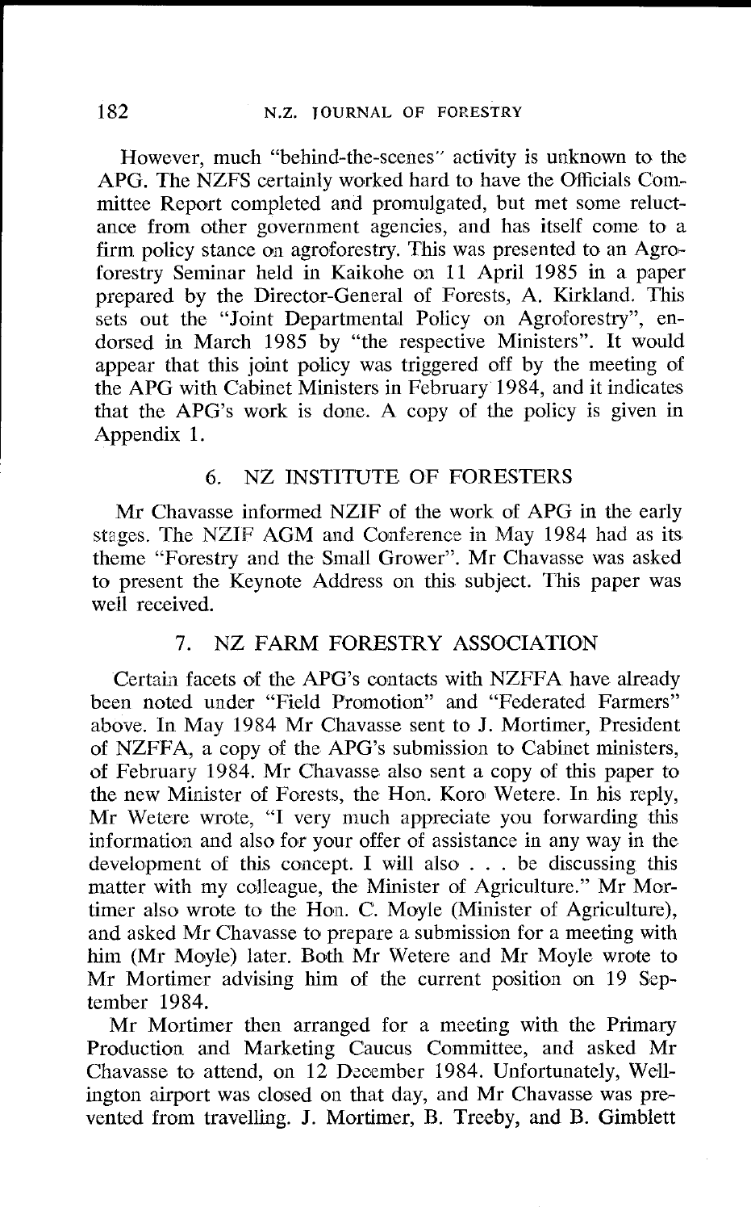However, much "behind-the-scenes" activity is unknown to the APG. The NZFS certainly worked hard to have the Officials Committee Report completed and promulgated, but met some reluctance from other government agencies, and has itself come to a firm policy stance on agroforestry. This was presented to an Agroforestry Seminar held in Kaikohe on 11 April 1985 in a paper prepared by the Director-General of Forests, A. Kirkland. This sets out the "Joint Departmental Policy on Agroforestry", endorsed in March 1985 by "the respective Ministers". It would appear that this joint policy was triggered off by the meeting of the APG with Cabinet Ministers in February 1984, and it indicates that the APG's work is done. A copy of the policy is given in Appendix 1.

## 6. NZ INSTITUTE OF FORESTERS

Mr Chavasse informed NZIF of the work of APG in the early stages. The NZIF AGM and Conference in May 1984 had as its theme "Forestry and the Small Grower". Mr Chavasse was asked to present the Keynote Address on this subject. This paper was well received.

## 7. NZ FARM FORESTRY ASSOCIATION

Certain facets of the APG's contacts with NZFFA have already been noted under "Field Promotion" and "Federated Farmers" above. In May 1984 Mr Chavasse sent to J. Mortimer, President of NZFFA, a copy of the APG's submission to Cabinet ministers, of February 1984. Mr Chavasse also sent a copy of this paper to the new Minister of Forests, the Hon. Koro Wetere. In his reply, Mr Wetere wrote, "I very much appreciate you forwarding this information and also for your offer of assistance in any way in the development of this concept. I will also . . . be discussing this matter with my colleague, the Minister of Agriculture." Mr Mortimer also wrote to the Hon. C. Moyle (Minister of Agriculture), and asked Mr Chavasse to prepare a submission for a meeting with him (Mr Moyle) later. Both Mr Wetere and Mr Moyle wrote to Mr Mortimer advising him of the current position on 19 September 1984.

Mr Mortimer then arranged for a meeting with the Primary Production and Marketing Caucus Committee, and asked Mr Chavasse to attend, on 12 December 1984. Unfortunately, Wellington airport was closed on that day, and Mr Chavasse was prevented from travelling. J. Mortimer, B. Treeby, and B. Gimblett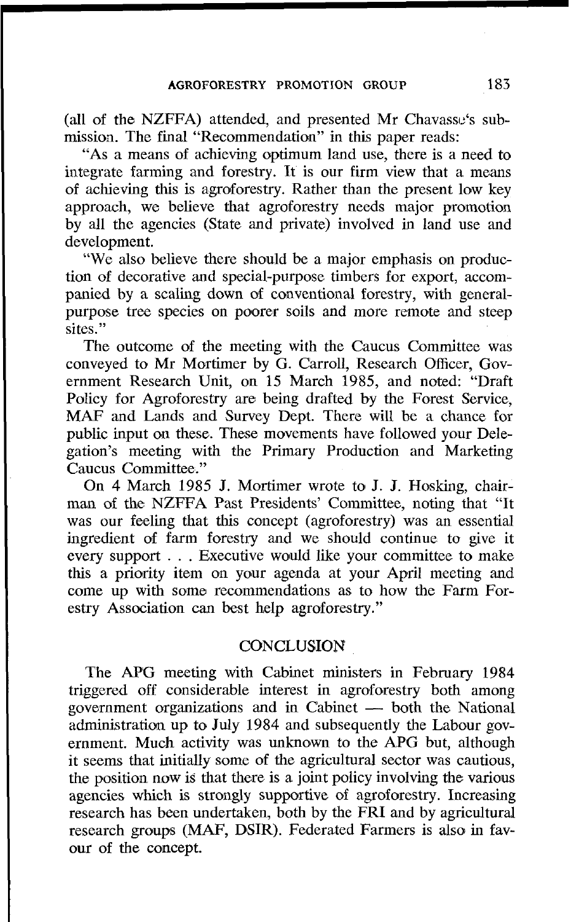(all of the NZFFA) attended, and presented Mr Chavasse's submission. The final "Recommendation" in this paper reads:

"As a means of achieving optimum land use, there is a need to integrate farming and forestry. It is our firm view that a means of achieving this is agroforestry. Rather than the present low key approach, we believe that agroforestry needs major promotion by all the agencies (State and private) involved in land use and development.

"We also believe there should be a major emphasis on production of decorative and special-purpose timbers for export, accompanied by a scaling down of conventional forestry, with general-purpose tree species on poorer soils and more remote and steep sites."

The outcome of the meeting with the Caucus Committee was conveyed to Mr Mortimer by G. Carroll, Research Officer, Government Research Unit, on 15 March 1985, and noted: "Draft Policy for Agroforestry are being drafted by the Forest Service, MAF and Lands and Survey Dept. There will be a chance for public input on these. These movements have followed your Delegation's meeting with the Primary Production and Marketing Caucus Committee."

On 4 March 1985 J. Mortimer wrote to J. J. Hosking, chairman of the NZFFA Past Presidents' Committee, noting that "It was our feeling that this concept (agroforestry) was an essential ingredient of farm forestry and we should continue to give it every support . . . Executive would like your committee to make this a priority item on your agenda at your April meeting and come up with some recommendations as to how the Farm Forestry Association can best help agroforestry."

## CONCLUSION

The APG meeting with Cabinet ministers in February 1984 triggered off considerable interest in agroforestry both among government organizations and in Cabinet — both the National administration up to July 1984 and subsequently the Labour government. Much activity was unknown to the APG but, although it seems that initially some of the agricultural sector was cautious, the position now is that there is a joint policy involving the various agencies which is strongly supportive of agroforestry. Increasing research has been undertaken, both by the FRI and by agricultural research groups (MAF, DSIR). Federated Farmers is also in favour of the concept.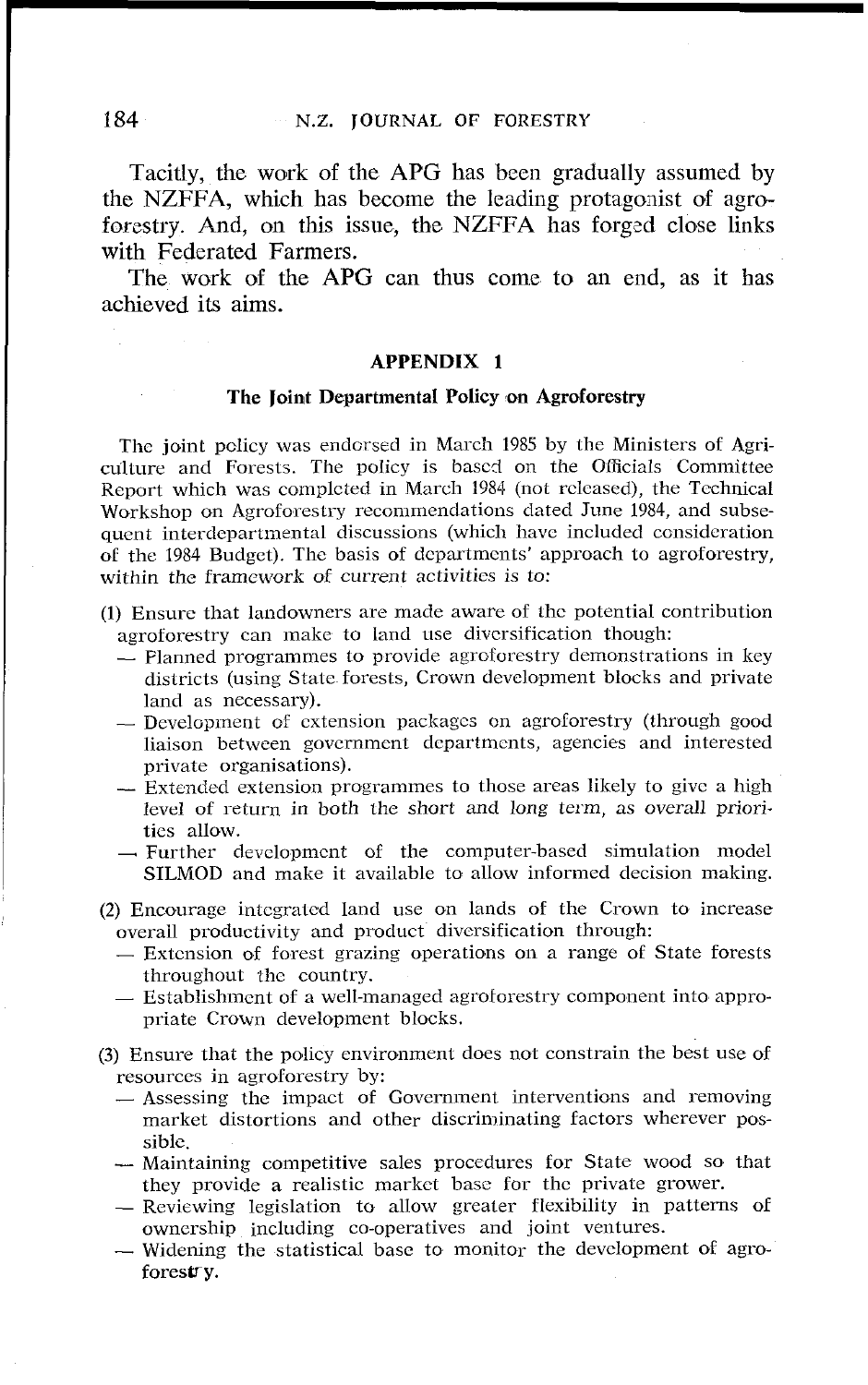Tacitly, the work of the APG has been gradually assumed by the NZFFA, which has become the leading protagonist of agroforestry. And, on this issue, the NZFFA has forged close links with Federated Farmers.

The work of the APG can thus come to an end, as it has achieved its aims.

## APPENDIX 1

### The Joint Departmental Policy on Agroforestry

The joint policy was endorsed in March 1985 by the Ministers of Agriculture and Forests. The policy is based on the Officials Committee Report which was completed in March 1984 (not released), the Technical Workshop on Agroforestry recommendations dated June 1984, and subsequent interdepartmental discussions (which have included consideration of the 1984 Budget). The basis of departments' approach to agroforestry, within the framework of current activities is to:

(1) Ensure that landowners are made aware of the potential contribution agroforestry can make to land use diversification though:
- Planned programmes to provide agroforestry demonstrations in key districts (using State forests, Crown development blocks and private land as necessary).
- Development of extension packages on agroforestry (through good liaison between government departments, agencies and interested private organisations).
- Extended extension programmes to those areas likely to give a high level of return in both the short and long term, as overall priorities allow.
- Further development of the computer-based simulation model SILMOD and make it available to allow informed decision making.

(2) Encourage integrated land use on lands of the Crown to increase overall productivity and product diversification through:
- Extension of forest grazing operations on a range of State forests throughout the country.
- Establishment of a well-managed agroforestry component into appropriate Crown development blocks.

(3) Ensure that the policy environment does not constrain the best use of resources in agroforestry by:
- Assessing the impact of Government interventions and removing market distortions and other discriminating factors wherever possible.
- Maintaining competitive sales procedures for State wood so that they provide a realistic market base for the private grower.
- Reviewing legislation to allow greater flexibility in patterns of ownership including co-operatives and joint ventures.
- Widening the statistical base to monitor the development of agroforestry.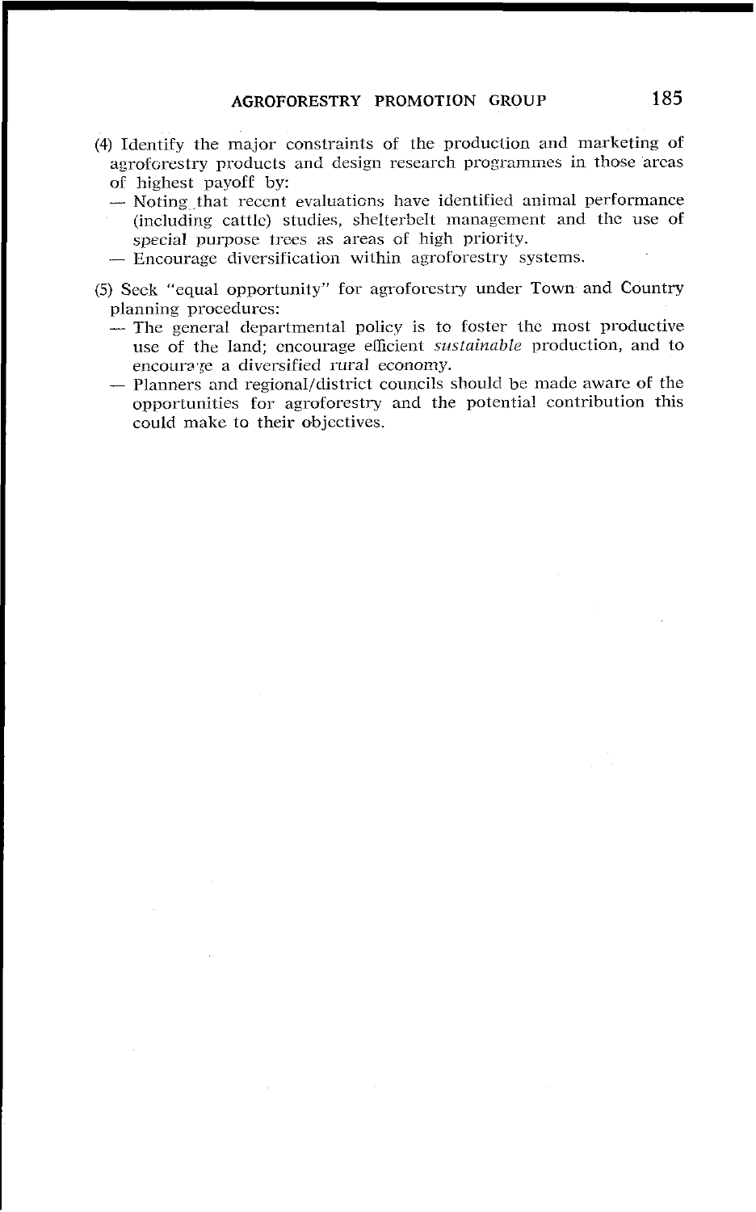(4) Identify the major constraints of the production and marketing of agroforestry products and design research programmes in those areas of highest payoff by:
   - Noting that recent evaluations have identified animal performance (including cattle) studies, shelterbelt management and the use of special purpose trees as areas of high priority.
   - Encourage diversification within agroforestry systems.

(5) Seek "equal opportunity" for agroforestry under Town and Country planning procedures:
   - The general departmental policy is to foster the most productive use of the land; encourage efficient *sustainable* production, and to encourage a diversified rural economy.
   - Planners and regional/district councils should be made aware of the opportunities for agroforestry and the potential contribution this could make to their objectives.